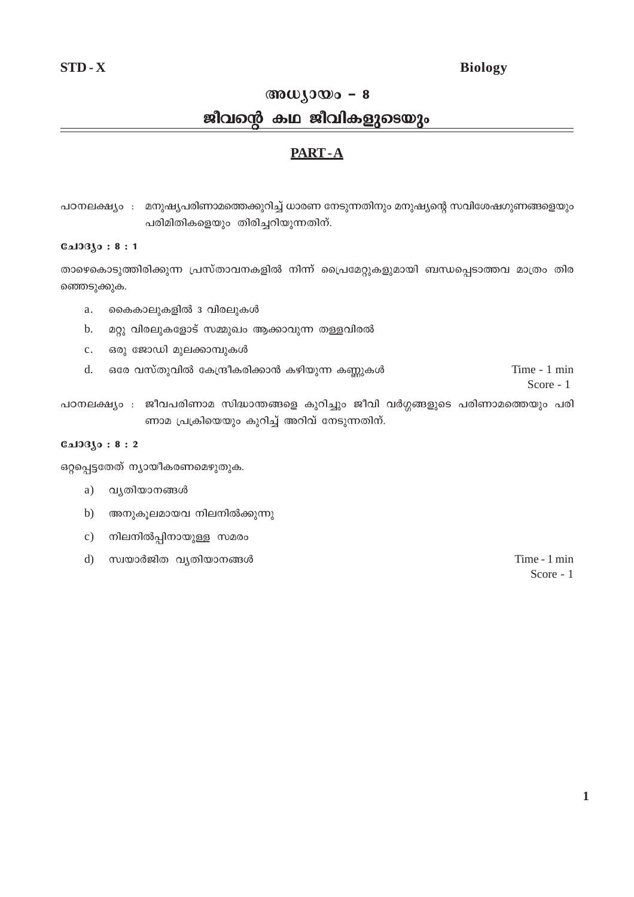**STD - X** **Biology**

# അധ്യായം – 8

# ജീവന്റെ കഥ ജീവികളുടെയും

## PART - A

പഠനലക്ഷ്യം : മനുഷ്യപരിണാമത്തെക്കുറിച്ച് ധാരണ നേടുന്നതിനും മനുഷ്യന്റെ സവിശേഷഗുണങ്ങളെയും പരിമിതികളെയും തിരിച്ചറിയുന്നതിന്.

**ചോദ്യം : 8 : 1**

താഴെകൊടുത്തിരിക്കുന്ന പ്രസ്താവനകളിൽ നിന്ന് പ്രൈമേറ്റുകളുമായി ബന്ധപ്പെടാത്തവ മാത്രം തിരഞ്ഞെടുക്കുക.

a. കൈകാലുകളിൽ 3 വിരലുകൾ
b. മറ്റു വിരലുകളോട് സമ്മുഖം ആക്കാവുന്ന തള്ളവിരൽ
c. ഒരു ജോഡി മുലക്കാമ്പുകൾ
d. ഒരേ വസ്തുവിൽ കേന്ദ്രീകരിക്കാൻ കഴിയുന്ന കണ്ണുകൾ

Time - 1 min
Score - 1

പഠനലക്ഷ്യം : ജീവപരിണാമ സിദ്ധാന്തങ്ങളെ കുറിച്ചും ജീവി വർഗ്ഗങ്ങളുടെ പരിണാമത്തെയും പരിണാമ പ്രക്രിയയെയും കുറിച്ച് അറിവ് നേടുന്നതിന്.

**ചോദ്യം : 8 : 2**

ഒറ്റപ്പെട്ടതേത് ന്യായീകരണമെഴുതുക.

a) വ്യതിയാനങ്ങൾ
b) അനുകൂലമായവ നിലനിൽക്കുന്നു
c) നിലനിൽപ്പിനായുള്ള സമരം
d) സ്വയാർജിത വ്യതിയാനങ്ങൾ

Time - 1 min
Score - 1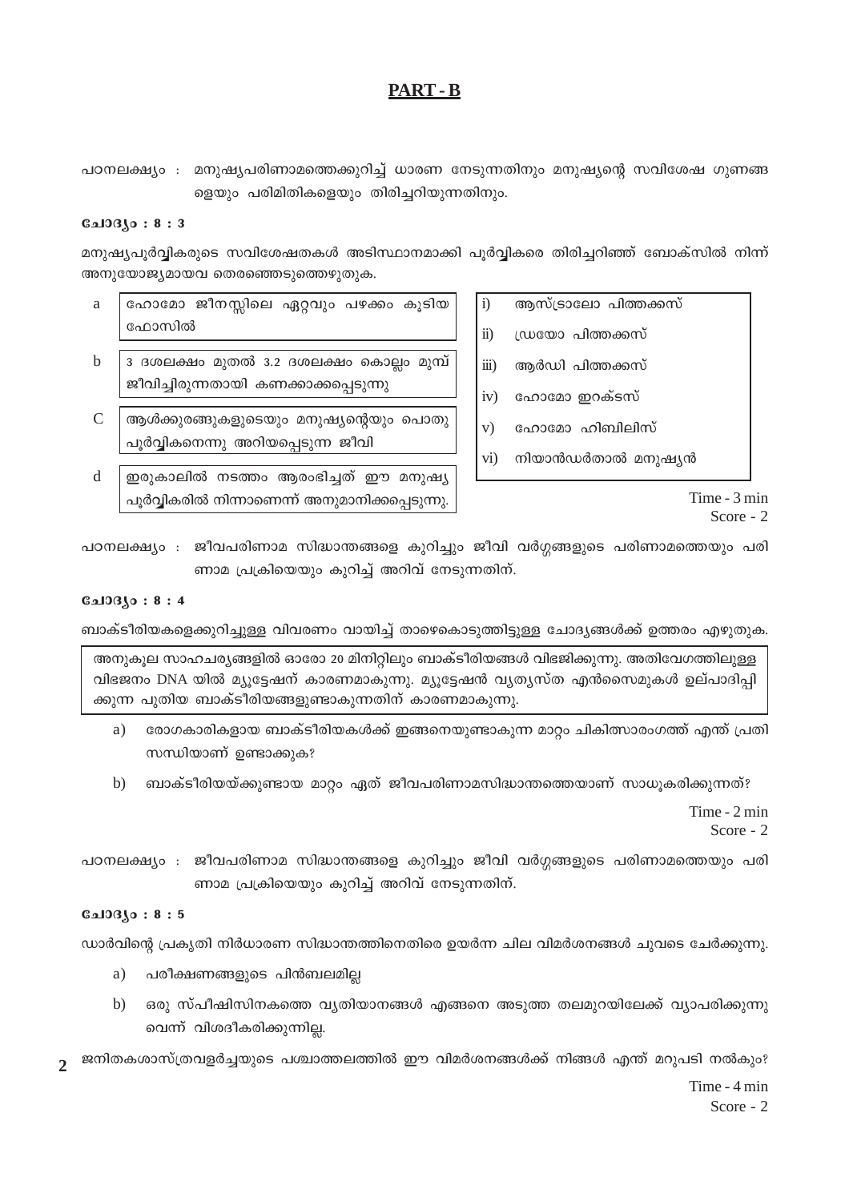## PART - B

പഠനലക്ഷ്യം : മനുഷ്യപരിണാമത്തെക്കുറിച്ച് ധാരണ നേടുന്നതിനും മനുഷ്യന്റെ സവിശേഷ ഗുണങ്ങളെയും പരിമിതികളെയും തിരിച്ചറിയുന്നതിനും.

**ചോദ്യം : 8 : 3**

മനുഷ്യപൂർവ്വികരുടെ സവിശേഷതകൾ അടിസ്ഥാനമാക്കി പൂർവ്വികരെ തിരിച്ചറിഞ്ഞ് ബോക്സിൽ നിന്ന് അനുയോജ്യമായവ തെരഞ്ഞെടുത്തെഴുതുക.

a. ഹോമോ ജീനസ്സിലെ ഏറ്റവും പഴക്കം കൂടിയ ഫോസിൽ

b. 3 ദശലക്ഷം മുതൽ 3.2 ദശലക്ഷം കൊല്ലം മുമ്പ് ജീവിച്ചിരുന്നതായി കണക്കാക്കപ്പെടുന്നു

C. ആൾക്കുരങ്ങുകളുടെയും മനുഷ്യന്റെയും പൊതു പൂർവ്വികനെന്നു അറിയപ്പെടുന്ന ജീവി

d. ഇരുകാലിൽ നടത്തം ആരംഭിച്ചത് ഈ മനുഷ്യ പൂർവ്വികരിൽ നിന്നാണെന്ന് അനുമാനിക്കപ്പെടുന്നു.

i) ആസ്ട്രാലോ പിത്തക്കസ്
ii) ഡ്രയോ പിത്തക്കസ്
iii) ആർഡി പിത്തക്കസ്
iv) ഹോമോ ഇറക്ടസ്
v) ഹോമോ ഹിബിലിസ്
vi) നിയാൻഡർതാൽ മനുഷ്യൻ

Time - 3 min
Score - 2

പഠനലക്ഷ്യം : ജീവപരിണാമ സിദ്ധാന്തങ്ങളെ കുറിച്ചും ജീവി വർഗ്ഗങ്ങളുടെ പരിണാമത്തെയും പരിണാമ പ്രക്രിയയെയും കുറിച്ച് അറിവ് നേടുന്നതിന്.

**ചോദ്യം : 8 : 4**

ബാക്ടീരിയകളെക്കുറിച്ചുള്ള വിവരണം വായിച്ച് താഴെകൊടുത്തിട്ടുള്ള ചോദ്യങ്ങൾക്ക് ഉത്തരം എഴുതുക.

> അനുകൂല സാഹചര്യങ്ങളിൽ ഓരോ 20 മിനിറ്റിലും ബാക്ടീരിയങ്ങൾ വിഭജിക്കുന്നു. അതിവേഗത്തിലുള്ള വിഭജനം DNA യിൽ മ്യൂട്ടേഷന് കാരണമാകുന്നു. മ്യൂട്ടേഷൻ വ്യത്യസ്ത എൻസൈമുകൾ ഉല്പാദിപ്പിക്കുന്ന പുതിയ ബാക്ടീരിയങ്ങളുണ്ടാകുന്നതിന് കാരണമാകുന്നു.

a) രോഗകാരികളായ ബാക്ടീരിയകൾക്ക് ഇങ്ങനെയുണ്ടാകുന്ന മാറ്റം ചികിത്സാരംഗത്ത് എന്ത് പ്രതിസന്ധിയാണ് ഉണ്ടാക്കുക?

b) ബാക്ടീരിയയ്ക്കുണ്ടായ മാറ്റം ഏത് ജീവപരിണാമസിദ്ധാന്തത്തെയാണ് സാധൂകരിക്കുന്നത്?

Time - 2 min
Score - 2

പഠനലക്ഷ്യം : ജീവപരിണാമ സിദ്ധാന്തങ്ങളെ കുറിച്ചും ജീവി വർഗ്ഗങ്ങളുടെ പരിണാമത്തെയും പരിണാമ പ്രക്രിയയെയും കുറിച്ച് അറിവ് നേടുന്നതിന്.

**ചോദ്യം : 8 : 5**

ഡാർവിന്റെ പ്രകൃതി നിർധാരണ സിദ്ധാന്തത്തിനെതിരെ ഉയർന്ന ചില വിമർശനങ്ങൾ ചുവടെ ചേർക്കുന്നു.

a) പരീക്ഷണങ്ങളുടെ പിൻബലമില്ല

b) ഒരു സ്പീഷിസിനകത്തെ വ്യതിയാനങ്ങൾ എങ്ങനെ അടുത്ത തലമുറയിലേക്ക് വ്യാപരിക്കുന്നുവെന്ന് വിശദീകരിക്കുന്നില്ല.

ജനിതകശാസ്ത്രവളർച്ചയുടെ പശ്ചാത്തലത്തിൽ ഈ വിമർശനങ്ങൾക്ക് നിങ്ങൾ എന്ത് മറുപടി നൽകും?

Time - 4 min
Score - 2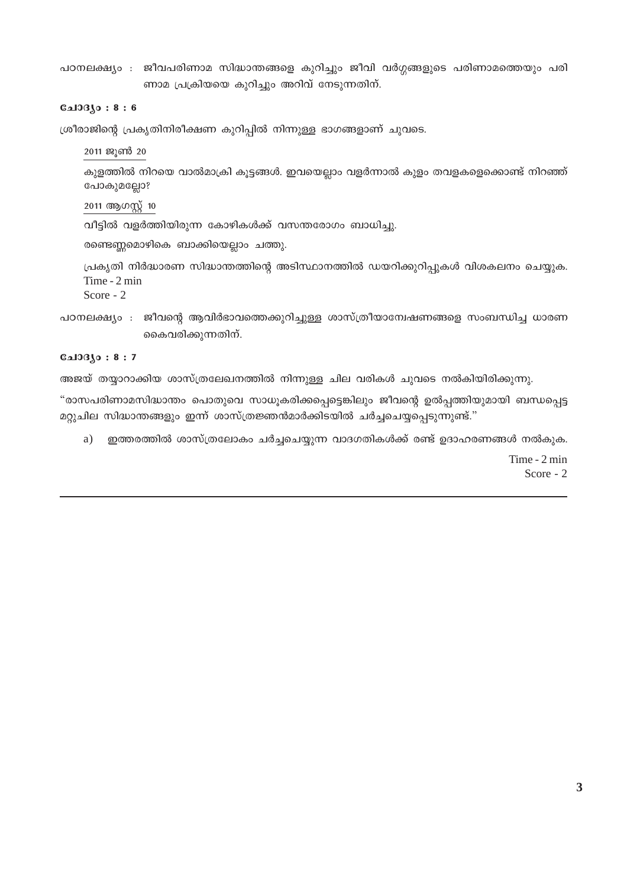പഠനലക്ഷ്യം : ജീവപരിണാമ സിദ്ധാന്തങ്ങളെ കുറിച്ചും ജീവി വർഗ്ഗങ്ങളുടെ പരിണാമത്തെയും പരിണാമ പ്രക്രിയയെ കുറിച്ചും അറിവ് നേടുന്നതിന്.

**ചോദ്യം : 8 : 6**

ശ്രീരാജിന്റെ പ്രകൃതിനിരീക്ഷണ കുറിപ്പിൽ നിന്നുള്ള ഭാഗങ്ങളാണ് ചുവടെ.

2011 ജൂൺ 20

കുളത്തിൽ നിറയെ വാൽമാക്രി കൂട്ടങ്ങൾ. ഇവയെല്ലാം വളർന്നാൽ കുളം തവളകളെക്കൊണ്ട് നിറഞ്ഞ് പോകുമല്ലോ?

2011 ആഗസ്റ്റ് 10

വീട്ടിൽ വളർത്തിയിരുന്ന കോഴികൾക്ക് വസന്തരോഗം ബാധിച്ചു.

രണ്ടെണ്ണമൊഴികെ ബാക്കിയെല്ലാം ചത്തു.

പ്രകൃതി നിർദ്ധാരണ സിദ്ധാന്തത്തിന്റെ അടിസ്ഥാനത്തിൽ ഡയറിക്കുറിപ്പുകൾ വിശകലനം ചെയ്യുക.

Time - 2 min
Score - 2

പഠനലക്ഷ്യം : ജീവന്റെ ആവിർഭാവത്തെക്കുറിച്ചുള്ള ശാസ്ത്രീയാന്വേഷണങ്ങളെ സംബന്ധിച്ച ധാരണ കൈവരിക്കുന്നതിന്.

**ചോദ്യം : 8 : 7**

അജയ് തയ്യാറാക്കിയ ശാസ്ത്രലേഖനത്തിൽ നിന്നുള്ള ചില വരികൾ ചുവടെ നൽകിയിരിക്കുന്നു.

"രാസപരിണാമസിദ്ധാന്തം പൊതുവെ സ്വീകരിക്കപ്പെട്ടെങ്കിലും ജീവന്റെ ഉൽപ്പത്തിയുമായി ബന്ധപ്പെട്ട മറ്റുചില സിദ്ധാന്തങ്ങളും ഇന്ന് ശാസ്ത്രജ്ഞൻമാർക്കിടയിൽ ചർച്ചചെയ്യപ്പെടുന്നുണ്ട്."

a) ഇത്തരത്തിൽ ശാസ്ത്രലോകം ചർച്ചചെയ്യുന്ന വാദഗതികൾക്ക് രണ്ട് ഉദാഹരണങ്ങൾ നൽകുക.

Time - 2 min
Score - 2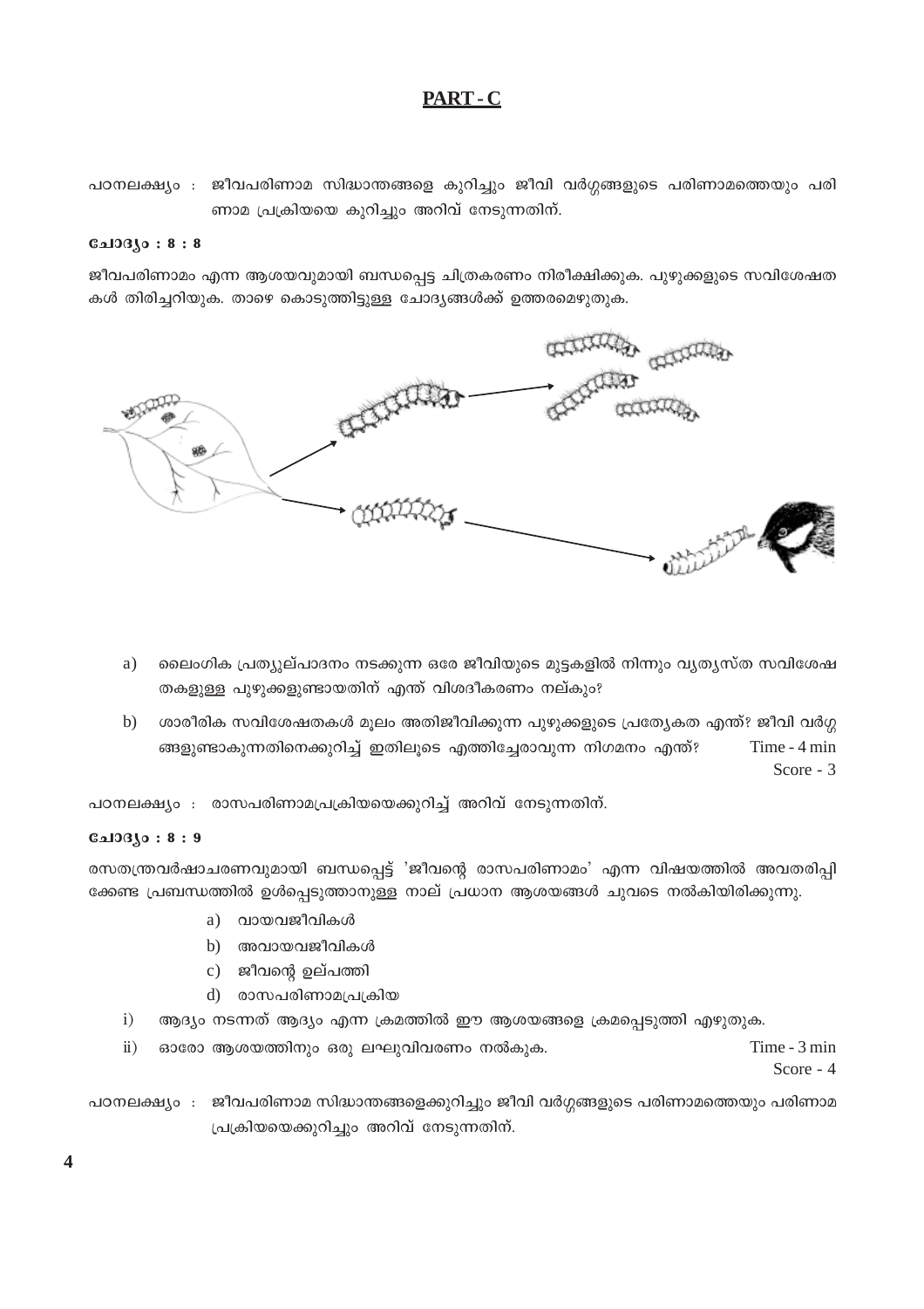## PART - C

പഠനലക്ഷ്യം : ജീവപരിണാമ സിദ്ധാന്തങ്ങളെ കുറിച്ചും ജീവി വർഗ്ഗങ്ങളുടെ പരിണാമത്തെയും പരിണാമ പ്രക്രിയയെ കുറിച്ചും അറിവ് നേടുന്നതിന്.

**ചോദ്യം : 8 : 8**

ജീവപരിണാമം എന്ന ആശയവുമായി ബന്ധപ്പെട്ട ചിത്രകരണം നിരീക്ഷിക്കുക. പുഴുക്കളുടെ സവിശേഷതകൾ തിരിച്ചറിയുക. താഴെ കൊടുത്തിട്ടുള്ള ചോദ്യങ്ങൾക്ക് ഉത്തരമെഴുതുക.

a) ലൈംഗിക പ്രത്യുല്പാദനം നടക്കുന്ന ഒരേ ജീവിയുടെ മുട്ടകളിൽ നിന്നും വ്യത്യസ്ത സവിശേഷതകളുള്ള പുഴുക്കളുണ്ടായതിന് എന്ത് വിശദീകരണം നല്കും?

b) ശാരീരിക സവിശേഷതകൾ മൂലം അതിജീവിക്കുന്ന പുഴുക്കളുടെ പ്രത്യേകത എന്ത്? ജീവി വർഗ്ഗങ്ങളുണ്ടാകുന്നതിനെക്കുറിച്ച് ഇതിലൂടെ എത്തിച്ചേരാവുന്ന നിഗമനം എന്ത്?

Time - 4 min
Score - 3

പഠനലക്ഷ്യം : രാസപരിണാമപ്രക്രിയയെക്കുറിച്ച് അറിവ് നേടുന്നതിന്.

**ചോദ്യം : 8 : 9**

രസതന്ത്രവർഷാചരണവുമായി ബന്ധപ്പെട്ട് 'ജീവന്റെ രാസപരിണാമം' എന്ന വിഷയത്തിൽ അവതരിപ്പിക്കേണ്ട പ്രബന്ധത്തിൽ ഉൾപ്പെടുത്താനുള്ള നാല് പ്രധാന ആശയങ്ങൾ ചുവടെ നൽകിയിരിക്കുന്നു.

a) വായവജീവികൾ
b) അവായവജീവികൾ
c) ജീവന്റെ ഉല്പത്തി
d) രാസപരിണാമപ്രക്രിയ

i) ആദ്യം നടന്നത് ആദ്യം എന്ന ക്രമത്തിൽ ഈ ആശയങ്ങളെ ക്രമപ്പെടുത്തി എഴുതുക.

ii) ഓരോ ആശയത്തിനും ഒരു ലഘുവിവരണം നൽകുക.

Time - 3 min
Score - 4

പഠനലക്ഷ്യം : ജീവപരിണാമ സിദ്ധാന്തങ്ങളെക്കുറിച്ചും ജീവി വർഗ്ഗങ്ങളുടെ പരിണാമത്തെയും പരിണാമ പ്രക്രിയയെക്കുറിച്ചും അറിവ് നേടുന്നതിന്.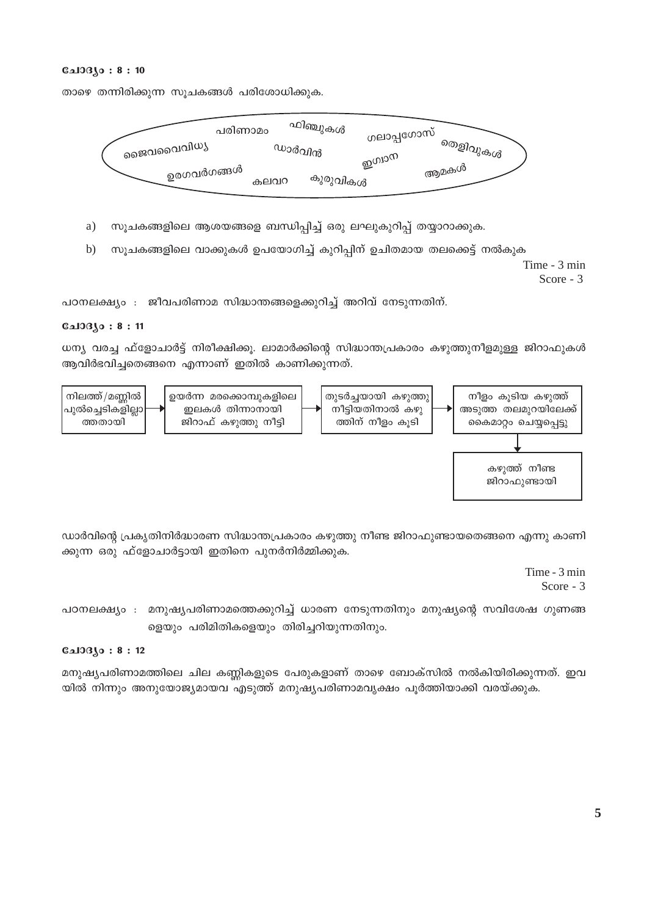**ചോദ്യം : 8 : 10**

താഴെ തന്നിരിക്കുന്ന സൂചകങ്ങൾ പരിശോധിക്കുക.

> പരിണാമം, ഫിഞ്ചുകൾ, ഗലാപ്പഗോസ്, ജൈവവൈവിധ്യ, ഡാർവിൻ, തെളിവുകൾ, ഇഗ്വാന, ഉരഗവർഗങ്ങൾ, കലവറ, കുരുവികൾ, ആമകൾ

a) സൂചകങ്ങളിലെ ആശയങ്ങളെ ബന്ധിപ്പിച്ച് ഒരു ലഘുകുറിപ്പ് തയ്യാറാക്കുക.

b) സൂചകങ്ങളിലെ വാക്കുകൾ ഉപയോഗിച്ച് കുറിപ്പിന് ഉചിതമായ തലക്കെട്ട് നൽകുക

Time - 3 min
Score - 3

പഠനലക്ഷ്യം : ജീവപരിണാമ സിദ്ധാന്തങ്ങളെക്കുറിച്ച് അറിവ് നേടുന്നതിന്.

**ചോദ്യം : 8 : 11**

ധന്യ വരച്ച ഫ്ളോചാർട്ട് നിരീക്ഷിക്കൂ. ലാമാർക്കിന്റെ സിദ്ധാന്തപ്രകാരം കഴുത്തുനീളമുള്ള ജിറാഫുകൾ ആവിർഭവിച്ചതെങ്ങനെ എന്നാണ് ഇതിൽ കാണിക്കുന്നത്.

നിലത്ത്/മണ്ണിൽ പുൽച്ചെടികളില്ലാത്തതായി → ഉയർന്ന മരക്കൊമ്പുകളിലെ ഇലകൾ തിന്നാനായി ജിറാഫ് കഴുത്തു നീട്ടി → തുടർച്ചയായി കഴുത്തു നീട്ടിയതിനാൽ കഴുത്തിന് നീളം കൂടി → നീളം കൂടിയ കഴുത്ത് അടുത്ത തലമുറയിലേക്ക് കൈമാറ്റം ചെയ്യപ്പെട്ടു → കഴുത്ത് നീണ്ട ജിറാഫുണ്ടായി

ഡാർവിന്റെ പ്രകൃതിനിർദ്ധാരണ സിദ്ധാന്തപ്രകാരം കഴുത്തു നീണ്ട ജിറാഫുണ്ടായതെങ്ങനെ എന്നു കാണിക്കുന്ന ഒരു ഫ്ളോചാർട്ടായി ഇതിനെ പുനർനിർമ്മിക്കുക.

Time - 3 min
Score - 3

പഠനലക്ഷ്യം : മനുഷ്യപരിണാമത്തെക്കുറിച്ച് ധാരണ നേടുന്നതിനും മനുഷ്യന്റെ സവിശേഷ ഗുണങ്ങളെയും പരിമിതികളെയും തിരിച്ചറിയുന്നതിനും.

**ചോദ്യം : 8 : 12**

മനുഷ്യപരിണാമത്തിലെ ചില കണ്ണികളുടെ പേരുകളാണ് താഴെ ബോക്സിൽ നൽകിയിരിക്കുന്നത്. ഇവയിൽ നിന്നും അനുയോജ്യമായവ എടുത്ത് മനുഷ്യപരിണാമവൃക്ഷം പൂർത്തിയാക്കി വരയ്ക്കുക.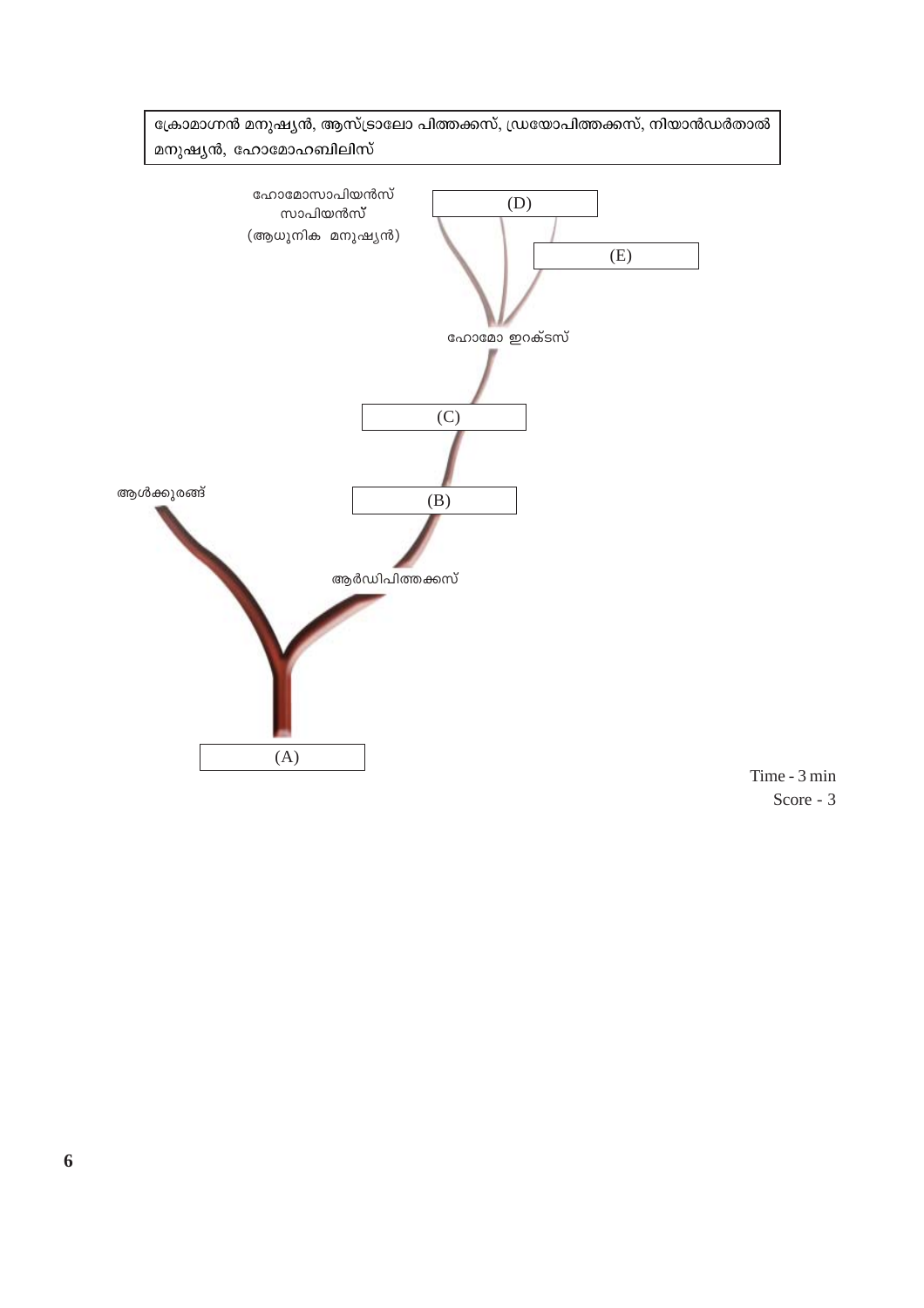ക്രോമാഗ്നൻ മനുഷ്യൻ, ആസ്ട്രാലോ പിത്തക്കസ്, ഡ്രയോപിത്തക്കസ്, നിയാൻഡർതാൽ മനുഷ്യൻ, ഹോമോഹബിലിസ്

ഹോമോസാപിയൻസ് സാപിയൻസ് (ആധുനിക മനുഷ്യൻ)

(D)

(E)

ഹോമോ ഇറക്ടസ്

(C)

ആൾക്കുരങ്ങ്

(B)

ആർഡിപിത്തക്കസ്

(A)

Time - 3 min

Score - 3